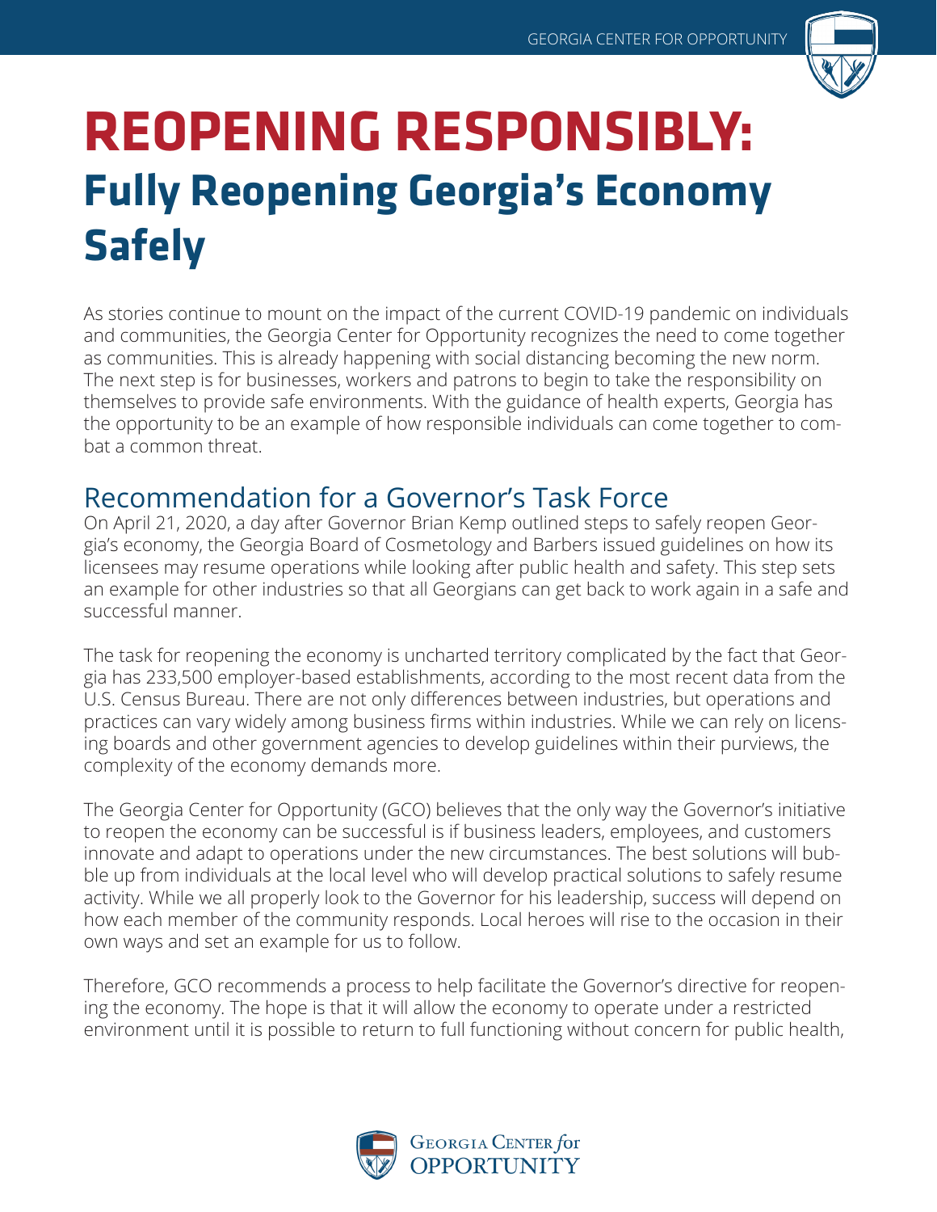# REOPENING RESPONSIBLY:

## Fully Reopening Georgia's Economy Safely

As stories continue to mount on the impact of the current COVID-19 pandemic on individuals and communities, the Georgia Center for Opportunity recognizes the need to come together as communities. This is already happening with social distancing becoming the new norm. The next step is for businesses, workers and patrons to begin to take the responsibility on themselves to provide safe environments. With the guidance of health experts, Georgia has the opportunity to be an example of how responsible individuals can come together to combat a common threat.

### Recommendation for a Governor's Task Force

On April 21, 2020, a day after Governor Brian Kemp outlined steps to safely reopen Georgia's economy, the Georgia Board of Cosmetology and Barbers issued guidelines on how its licensees may resume operations while looking after public health and safety. This step sets an example for other industries so that all Georgians can get back to work again in a safe and successful manner.

The task for reopening the economy is uncharted territory complicated by the fact that Georgia has 233,500 employer-based establishments, according to the most recent data from the U.S. Census Bureau. There are not only differences between industries, but operations and practices can vary widely among business firms within industries. While we can rely on licensing boards and other government agencies to develop guidelines within their purviews, the complexity of the economy demands more.

The Georgia Center for Opportunity (GCO) believes that the only way the Governor's initiative to reopen the economy can be successful is if business leaders, employees, and customers innovate and adapt to operations under the new circumstances. The best solutions will bubble up from individuals at the local level who will develop practical solutions to safely resume activity. While we all properly look to the Governor for his leadership, success will depend on how each member of the community responds. Local heroes will rise to the occasion in their own ways and set an example for us to follow.

Therefore, GCO recommends a process to help facilitate the Governor's directive for reopening the economy. The hope is that it will allow the economy to operate under a restricted environment until it is possible to return to full functioning without concern for public health,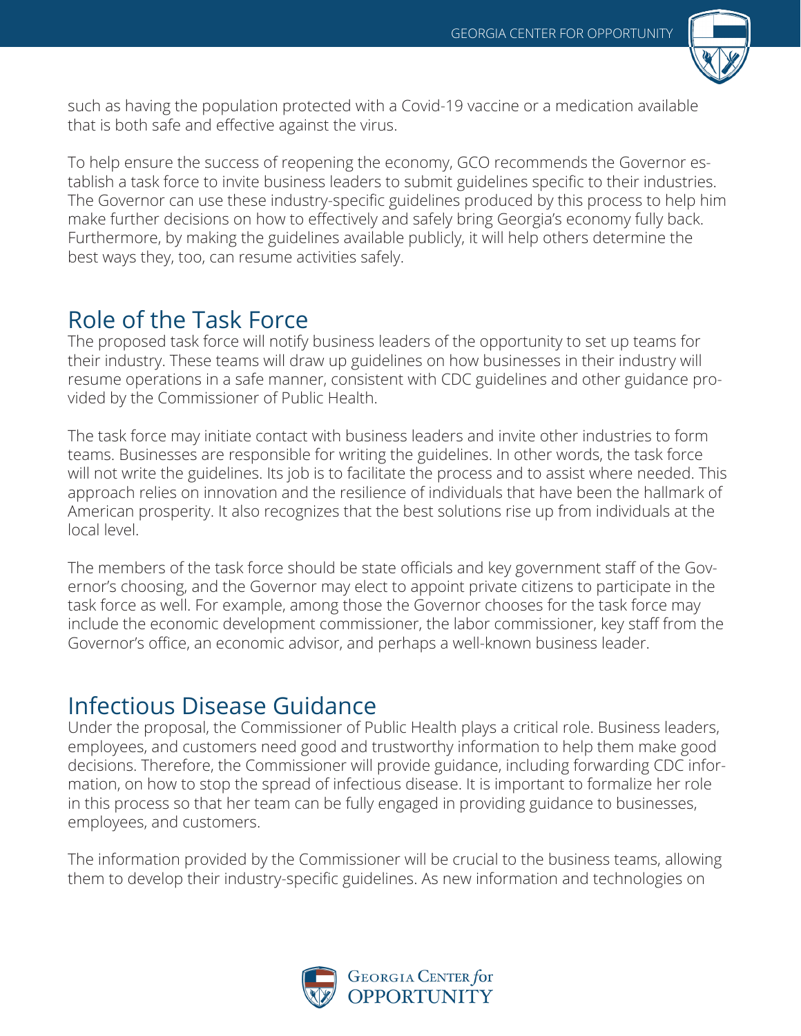such as having the population protected with a Covid-19 vaccine or a medication available that is both safe and effective against the virus.

To help ensure the success of reopening the economy, GCO recommends the Governor establish a task force to invite business leaders to submit guidelines specific to their industries. The Governor can use these industry-specific guidelines produced by this process to help him make further decisions on how to effectively and safely bring Georgia's economy fully back. Furthermore, by making the guidelines available publicly, it will help others determine the best ways they, too, can resume activities safely.

## Role of the Task Force

The proposed task force will notify business leaders of the opportunity to set up teams for their industry. These teams will draw up guidelines on how businesses in their industry will resume operations in a safe manner, consistent with CDC guidelines and other guidance provided by the Commissioner of Public Health.

The task force may initiate contact with business leaders and invite other industries to form teams. Businesses are responsible for writing the guidelines. In other words, the task force will not write the guidelines. Its job is to facilitate the process and to assist where needed. This approach relies on innovation and the resilience of individuals that have been the hallmark of American prosperity. It also recognizes that the best solutions rise up from individuals at the local level.

The members of the task force should be state officials and key government staff of the Governor's choosing, and the Governor may elect to appoint private citizens to participate in the task force as well. For example, among those the Governor chooses for the task force may include the economic development commissioner, the labor commissioner, key staff from the Governor's office, an economic advisor, and perhaps a well-known business leader.

## Infectious Disease Guidance

Under the proposal, the Commissioner of Public Health plays a critical role. Business leaders, employees, and customers need good and trustworthy information to help them make good decisions. Therefore, the Commissioner will provide guidance, including forwarding CDC information, on how to stop the spread of infectious disease. It is important to formalize her role in this process so that her team can be fully engaged in providing guidance to businesses, employees, and customers.

The information provided by the Commissioner will be crucial to the business teams, allowing them to develop their industry-specific guidelines. As new information and technologies on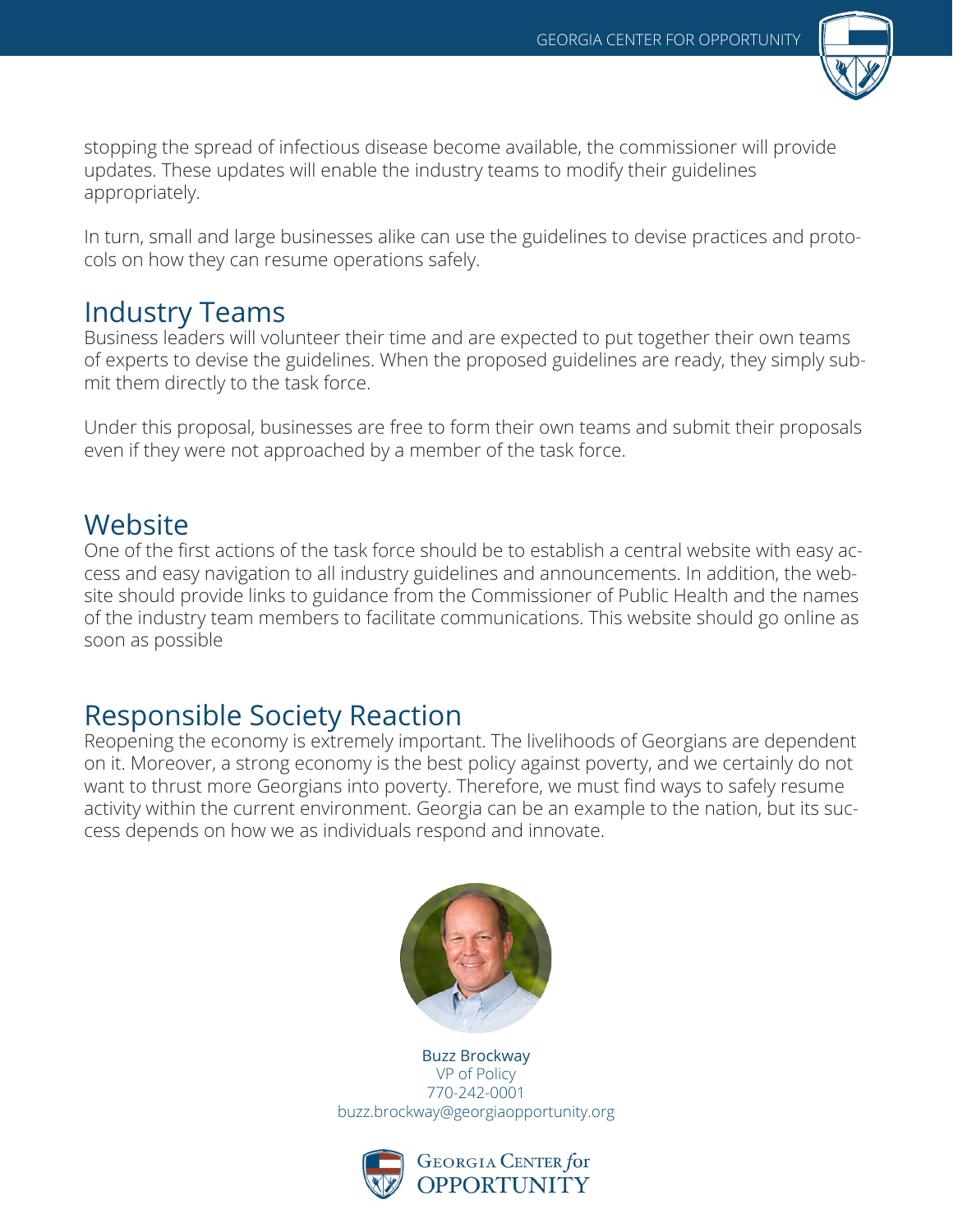stopping the spread of infectious disease become available, the commissioner will provide updates. These updates will enable the industry teams to modify their guidelines appropriately.

In turn, small and large businesses alike can use the guidelines to devise practices and protocols on how they can resume operations safely.

## Industry Teams

Business leaders will volunteer their time and are expected to put together their own teams of experts to devise the guidelines. When the proposed guidelines are ready, they simply submit them directly to the task force.

Under this proposal, businesses are free to form their own teams and submit their proposals even if they were not approached by a member of the task force.

## Website

One of the first actions of the task force should be to establish a central website with easy access and easy navigation to all industry guidelines and announcements. In addition, the website should provide links to guidance from the Commissioner of Public Health and the names of the industry team members to facilitate communications. This website should go online as soon as possible

## Responsible Society Reaction

Reopening the economy is extremely important. The livelihoods of Georgians are dependent on it. Moreover, a strong economy is the best policy against poverty, and we certainly do not want to thrust more Georgians into poverty. Therefore, we must find ways to safely resume activity within the current environment. Georgia can be an example to the nation, but its success depends on how we as individuals respond and innovate.

Buzz Brockway
VP of Policy
770-242-0001
buzz.brockway@georgiaopportunity.org

Georgia Center for Opportunity